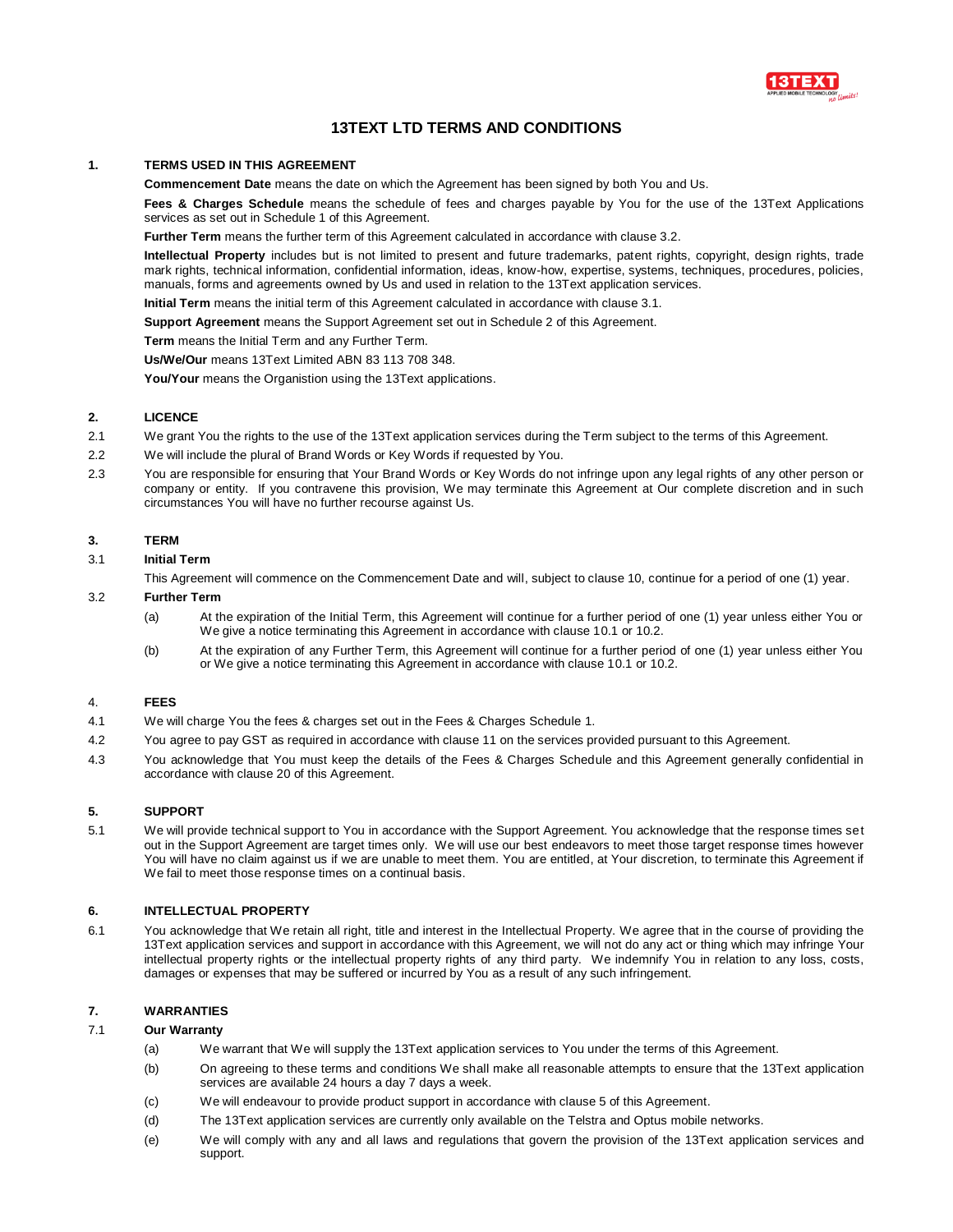# 13TEXT LTD TERMS AND CONDITIONS

## 1. TERMS USED IN THIS AGREEMENT

**Commencement Date** means the date on which the Agreement has been signed by both You and Us.

**Fees & Charges Schedule** means the schedule of fees and charges payable by You for the use of the 13Text Applications services as set out in Schedule 1 of this Agreement.

**Further Term** means the further term of this Agreement calculated in accordance with clause 3.2.

**Intellectual Property** includes but is not limited to present and future trademarks, patent rights, copyright, design rights, trade mark rights, technical information, confidential information, ideas, know-how, expertise, systems, techniques, procedures, policies, manuals, forms and agreements owned by Us and used in relation to the 13Text application services.

**Initial Term** means the initial term of this Agreement calculated in accordance with clause 3.1.

**Support Agreement** means the Support Agreement set out in Schedule 2 of this Agreement.

**Term** means the Initial Term and any Further Term.

**Us/We/Our** means 13Text Limited ABN 83 113 708 348.

**You/Your** means the Organistion using the 13Text applications.

## 2. LICENCE

2.1 We grant You the rights to the use of the 13Text application services during the Term subject to the terms of this Agreement.

2.2 We will include the plural of Brand Words or Key Words if requested by You.

2.3 You are responsible for ensuring that Your Brand Words or Key Words do not infringe upon any legal rights of any other person or company or entity. If you contravene this provision, We may terminate this Agreement at Our complete discretion and in such circumstances You will have no further recourse against Us.

## 3. TERM

### 3.1 Initial Term

This Agreement will commence on the Commencement Date and will, subject to clause 10, continue for a period of one (1) year.

### 3.2 Further Term

(a) At the expiration of the Initial Term, this Agreement will continue for a further period of one (1) year unless either You or We give a notice terminating this Agreement in accordance with clause 10.1 or 10.2.

(b) At the expiration of any Further Term, this Agreement will continue for a further period of one (1) year unless either You or We give a notice terminating this Agreement in accordance with clause 10.1 or 10.2.

## 4. FEES

4.1 We will charge You the fees & charges set out in the Fees & Charges Schedule 1.

4.2 You agree to pay GST as required in accordance with clause 11 on the services provided pursuant to this Agreement.

4.3 You acknowledge that You must keep the details of the Fees & Charges Schedule and this Agreement generally confidential in accordance with clause 20 of this Agreement.

## 5. SUPPORT

5.1 We will provide technical support to You in accordance with the Support Agreement. You acknowledge that the response times set out in the Support Agreement are target times only. We will use our best endeavors to meet those target response times however You will have no claim against us if we are unable to meet them. You are entitled, at Your discretion, to terminate this Agreement if We fail to meet those response times on a continual basis.

## 6. INTELLECTUAL PROPERTY

6.1 You acknowledge that We retain all right, title and interest in the Intellectual Property. We agree that in the course of providing the 13Text application services and support in accordance with this Agreement, we will not do any act or thing which may infringe Your intellectual property rights or the intellectual property rights of any third party. We indemnify You in relation to any loss, costs, damages or expenses that may be suffered or incurred by You as a result of any such infringement.

## 7. WARRANTIES

### 7.1 Our Warranty

(a) We warrant that We will supply the 13Text application services to You under the terms of this Agreement.

(b) On agreeing to these terms and conditions We shall make all reasonable attempts to ensure that the 13Text application services are available 24 hours a day 7 days a week.

(c) We will endeavour to provide product support in accordance with clause 5 of this Agreement.

(d) The 13Text application services are currently only available on the Telstra and Optus mobile networks.

(e) We will comply with any and all laws and regulations that govern the provision of the 13Text application services and support.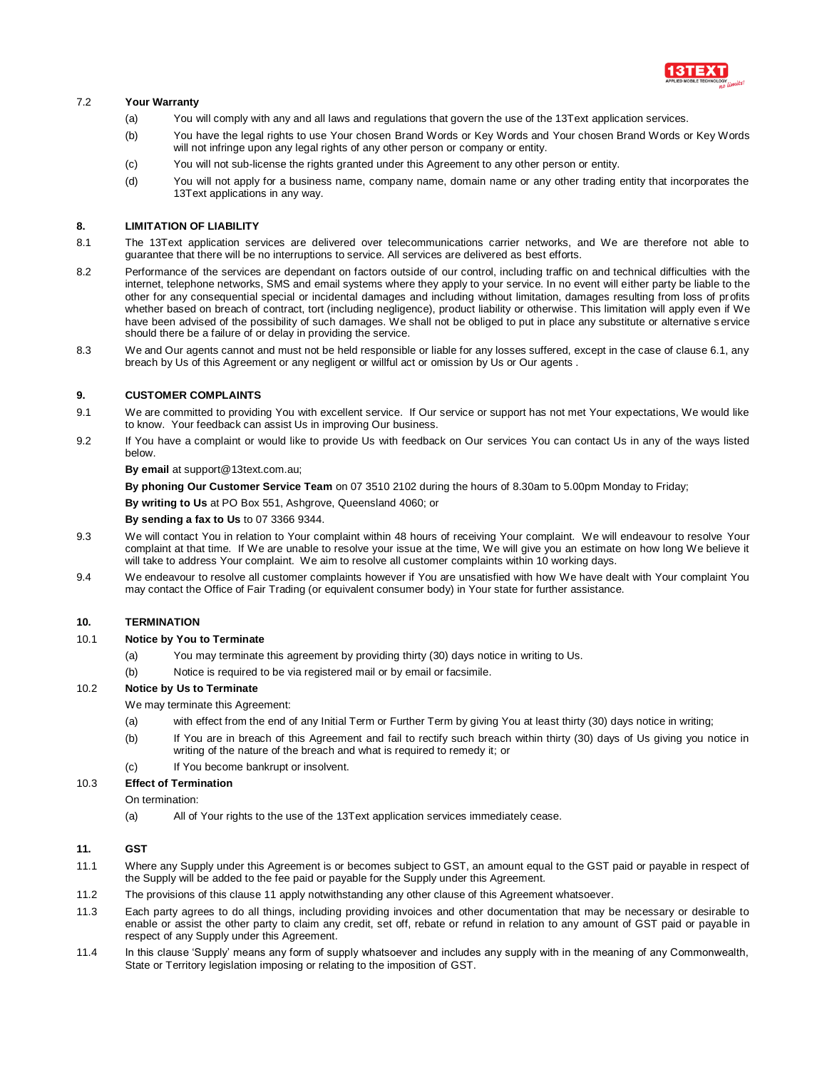7.2 **Your Warranty**

(a) You will comply with any and all laws and regulations that govern the use of the 13Text application services.

(b) You have the legal rights to use Your chosen Brand Words or Key Words and Your chosen Brand Words or Key Words will not infringe upon any legal rights of any other person or company or entity.

(c) You will not sub-license the rights granted under this Agreement to any other person or entity.

(d) You will not apply for a business name, company name, domain name or any other trading entity that incorporates the 13Text applications in any way.

## 8. LIMITATION OF LIABILITY

8.1 The 13Text application services are delivered over telecommunications carrier networks, and We are therefore not able to guarantee that there will be no interruptions to service. All services are delivered as best efforts.

8.2 Performance of the services are dependant on factors outside of our control, including traffic on and technical difficulties with the internet, telephone networks, SMS and email systems where they apply to your service. In no event will either party be liable to the other for any consequential special or incidental damages and including without limitation, damages resulting from loss of profits whether based on breach of contract, tort (including negligence), product liability or otherwise. This limitation will apply even if We have been advised of the possibility of such damages. We shall not be obliged to put in place any substitute or alternative service should there be a failure of or delay in providing the service.

8.3 We and Our agents cannot and must not be held responsible or liable for any losses suffered, except in the case of clause 6.1, any breach by Us of this Agreement or any negligent or willful act or omission by Us or Our agents .

## 9. CUSTOMER COMPLAINTS

9.1 We are committed to providing You with excellent service. If Our service or support has not met Your expectations, We would like to know. Your feedback can assist Us in improving Our business.

9.2 If You have a complaint or would like to provide Us with feedback on Our services You can contact Us in any of the ways listed below.

**By email** at support@13text.com.au;

**By phoning Our Customer Service Team** on 07 3510 2102 during the hours of 8.30am to 5.00pm Monday to Friday;

**By writing to Us** at PO Box 551, Ashgrove, Queensland 4060; or

**By sending a fax to Us** to 07 3366 9344.

9.3 We will contact You in relation to Your complaint within 48 hours of receiving Your complaint. We will endeavour to resolve Your complaint at that time. If We are unable to resolve your issue at the time, We will give you an estimate on how long We believe it will take to address Your complaint. We aim to resolve all customer complaints within 10 working days.

9.4 We endeavour to resolve all customer complaints however if You are unsatisfied with how We have dealt with Your complaint You may contact the Office of Fair Trading (or equivalent consumer body) in Your state for further assistance.

## 10. TERMINATION

10.1 **Notice by You to Terminate**

(a) You may terminate this agreement by providing thirty (30) days notice in writing to Us.

(b) Notice is required to be via registered mail or by email or facsimile.

10.2 **Notice by Us to Terminate**

We may terminate this Agreement:

(a) with effect from the end of any Initial Term or Further Term by giving You at least thirty (30) days notice in writing;

(b) If You are in breach of this Agreement and fail to rectify such breach within thirty (30) days of Us giving you notice in writing of the nature of the breach and what is required to remedy it; or

(c) If You become bankrupt or insolvent.

10.3 **Effect of Termination**

On termination:

(a) All of Your rights to the use of the 13Text application services immediately cease.

## 11. GST

11.1 Where any Supply under this Agreement is or becomes subject to GST, an amount equal to the GST paid or payable in respect of the Supply will be added to the fee paid or payable for the Supply under this Agreement.

11.2 The provisions of this clause 11 apply notwithstanding any other clause of this Agreement whatsoever.

11.3 Each party agrees to do all things, including providing invoices and other documentation that may be necessary or desirable to enable or assist the other party to claim any credit, set off, rebate or refund in relation to any amount of GST paid or payable in respect of any Supply under this Agreement.

11.4 In this clause 'Supply' means any form of supply whatsoever and includes any supply with in the meaning of any Commonwealth, State or Territory legislation imposing or relating to the imposition of GST.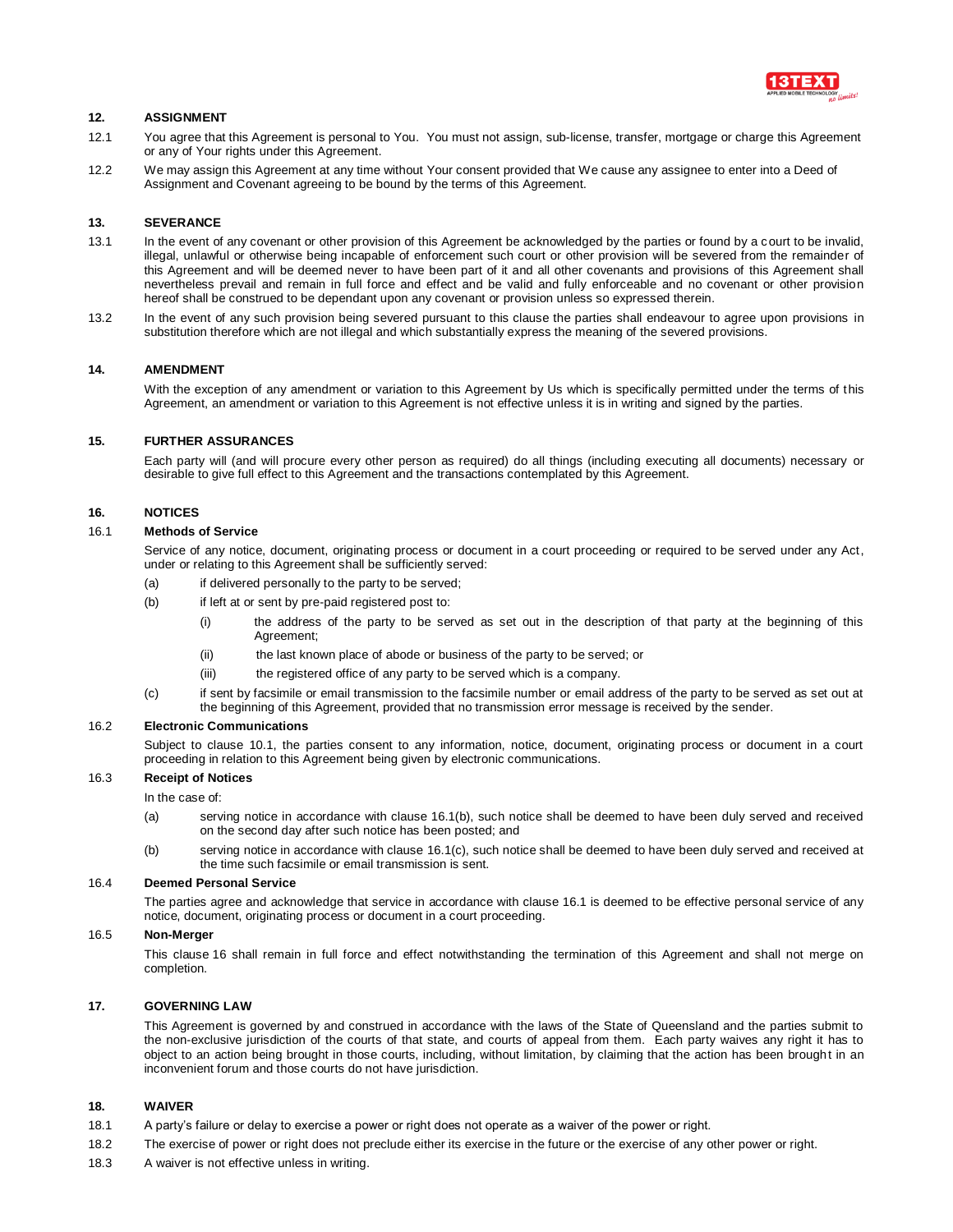## 12. ASSIGNMENT

12.1 You agree that this Agreement is personal to You. You must not assign, sub-license, transfer, mortgage or charge this Agreement or any of Your rights under this Agreement.

12.2 We may assign this Agreement at any time without Your consent provided that We cause any assignee to enter into a Deed of Assignment and Covenant agreeing to be bound by the terms of this Agreement.

## 13. SEVERANCE

13.1 In the event of any covenant or other provision of this Agreement be acknowledged by the parties or found by a court to be invalid, illegal, unlawful or otherwise being incapable of enforcement such court or other provision will be severed from the remainder of this Agreement and will be deemed never to have been part of it and all other covenants and provisions of this Agreement shall nevertheless prevail and remain in full force and effect and be valid and fully enforceable and no covenant or other provision hereof shall be construed to be dependant upon any covenant or provision unless so expressed therein.

13.2 In the event of any such provision being severed pursuant to this clause the parties shall endeavour to agree upon provisions in substitution therefore which are not illegal and which substantially express the meaning of the severed provisions.

## 14. AMENDMENT

With the exception of any amendment or variation to this Agreement by Us which is specifically permitted under the terms of this Agreement, an amendment or variation to this Agreement is not effective unless it is in writing and signed by the parties.

## 15. FURTHER ASSURANCES

Each party will (and will procure every other person as required) do all things (including executing all documents) necessary or desirable to give full effect to this Agreement and the transactions contemplated by this Agreement.

## 16. NOTICES

### 16.1 Methods of Service

Service of any notice, document, originating process or document in a court proceeding or required to be served under any Act, under or relating to this Agreement shall be sufficiently served:

(a) if delivered personally to the party to be served;

(b) if left at or sent by pre-paid registered post to:

- (i) the address of the party to be served as set out in the description of that party at the beginning of this Agreement;
- (ii) the last known place of abode or business of the party to be served; or
- (iii) the registered office of any party to be served which is a company.

(c) if sent by facsimile or email transmission to the facsimile number or email address of the party to be served as set out at the beginning of this Agreement, provided that no transmission error message is received by the sender.

### 16.2 Electronic Communications

Subject to clause 10.1, the parties consent to any information, notice, document, originating process or document in a court proceeding in relation to this Agreement being given by electronic communications.

### 16.3 Receipt of Notices

In the case of:

(a) serving notice in accordance with clause 16.1(b), such notice shall be deemed to have been duly served and received on the second day after such notice has been posted; and

(b) serving notice in accordance with clause 16.1(c), such notice shall be deemed to have been duly served and received at the time such facsimile or email transmission is sent.

### 16.4 Deemed Personal Service

The parties agree and acknowledge that service in accordance with clause 16.1 is deemed to be effective personal service of any notice, document, originating process or document in a court proceeding.

### 16.5 Non-Merger

This clause 16 shall remain in full force and effect notwithstanding the termination of this Agreement and shall not merge on completion.

## 17. GOVERNING LAW

This Agreement is governed by and construed in accordance with the laws of the State of Queensland and the parties submit to the non-exclusive jurisdiction of the courts of that state, and courts of appeal from them. Each party waives any right it has to object to an action being brought in those courts, including, without limitation, by claiming that the action has been brought in an inconvenient forum and those courts do not have jurisdiction.

## 18. WAIVER

18.1 A party's failure or delay to exercise a power or right does not operate as a waiver of the power or right.

18.2 The exercise of power or right does not preclude either its exercise in the future or the exercise of any other power or right.

18.3 A waiver is not effective unless in writing.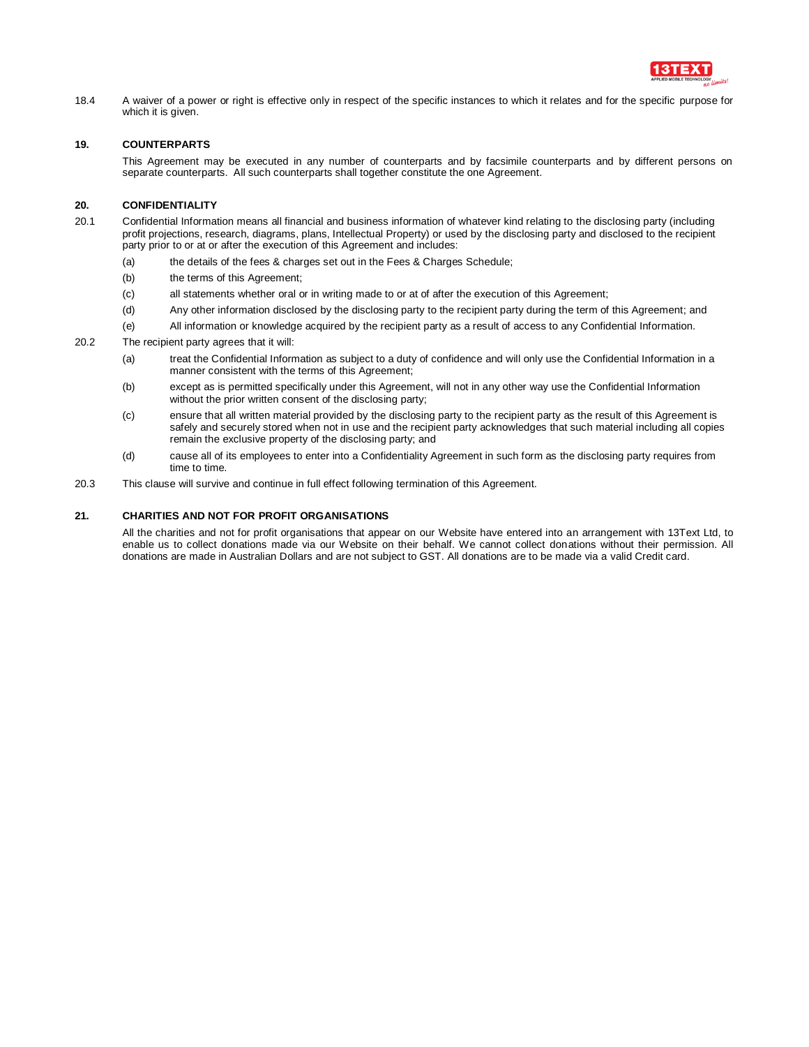18.4 A waiver of a power or right is effective only in respect of the specific instances to which it relates and for the specific purpose for which it is given.

## 19. COUNTERPARTS

This Agreement may be executed in any number of counterparts and by facsimile counterparts and by different persons on separate counterparts. All such counterparts shall together constitute the one Agreement.

## 20. CONFIDENTIALITY

20.1 Confidential Information means all financial and business information of whatever kind relating to the disclosing party (including profit projections, research, diagrams, plans, Intellectual Property) or used by the disclosing party and disclosed to the recipient party prior to or at or after the execution of this Agreement and includes:

(a) the details of the fees & charges set out in the Fees & Charges Schedule;

(b) the terms of this Agreement;

(c) all statements whether oral or in writing made to or at of after the execution of this Agreement;

(d) Any other information disclosed by the disclosing party to the recipient party during the term of this Agreement; and

(e) All information or knowledge acquired by the recipient party as a result of access to any Confidential Information.

20.2 The recipient party agrees that it will:

(a) treat the Confidential Information as subject to a duty of confidence and will only use the Confidential Information in a manner consistent with the terms of this Agreement;

(b) except as is permitted specifically under this Agreement, will not in any other way use the Confidential Information without the prior written consent of the disclosing party;

(c) ensure that all written material provided by the disclosing party to the recipient party as the result of this Agreement is safely and securely stored when not in use and the recipient party acknowledges that such material including all copies remain the exclusive property of the disclosing party; and

(d) cause all of its employees to enter into a Confidentiality Agreement in such form as the disclosing party requires from time to time.

20.3 This clause will survive and continue in full effect following termination of this Agreement.

## 21. CHARITIES AND NOT FOR PROFIT ORGANISATIONS

All the charities and not for profit organisations that appear on our Website have entered into an arrangement with 13Text Ltd, to enable us to collect donations made via our Website on their behalf. We cannot collect donations without their permission. All donations are made in Australian Dollars and are not subject to GST. All donations are to be made via a valid Credit card.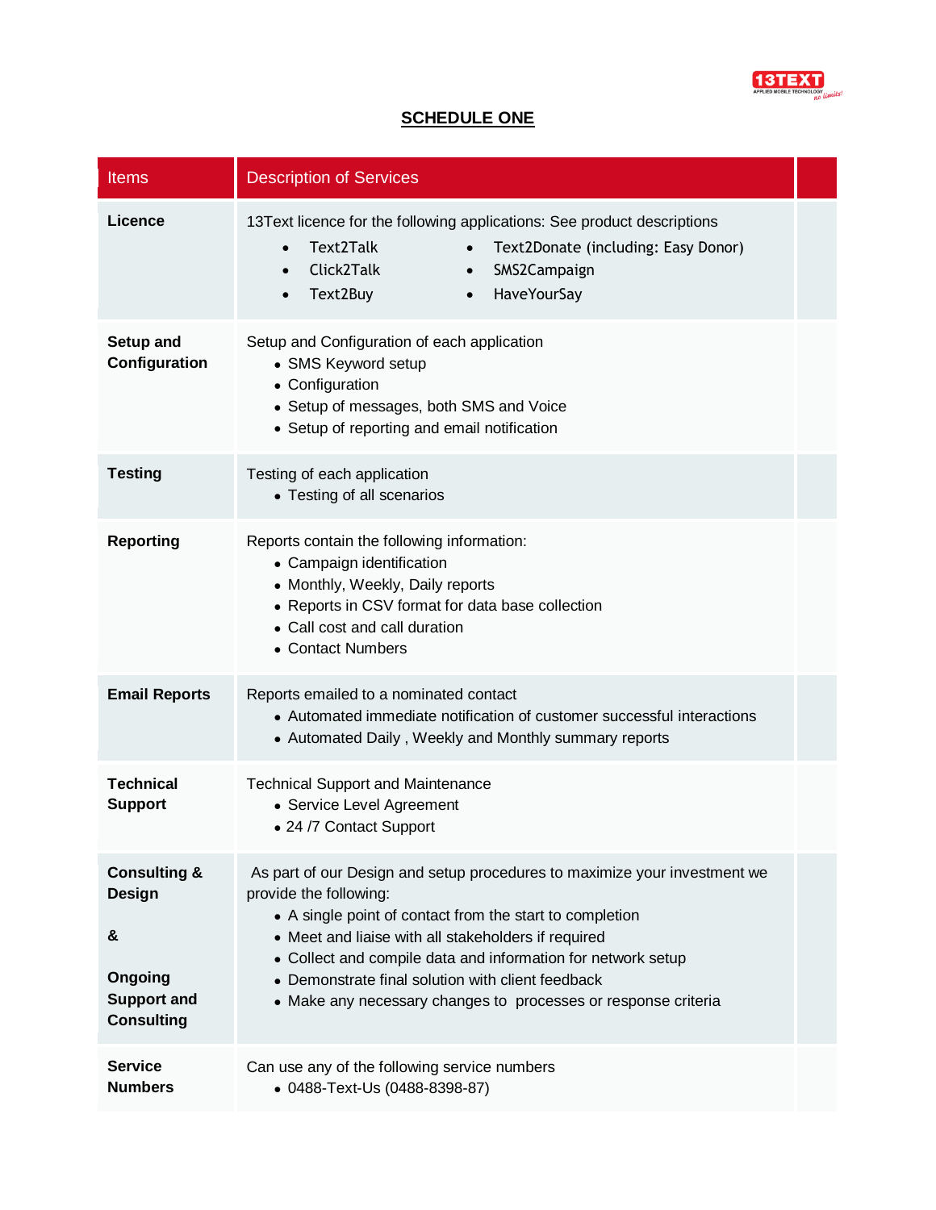# SCHEDULE ONE

| Items | Description of Services | |
|---|---|---|
| **Licence** | 13Text licence for the following applications: See product descriptions<br>• Text2Talk<br>• Click2Talk<br>• Text2Buy<br>• Text2Donate (including: Easy Donor)<br>• SMS2Campaign<br>• HaveYourSay | |
| **Setup and Configuration** | Setup and Configuration of each application<br>• SMS Keyword setup<br>• Configuration<br>• Setup of messages, both SMS and Voice<br>• Setup of reporting and email notification | |
| **Testing** | Testing of each application<br>• Testing of all scenarios | |
| **Reporting** | Reports contain the following information:<br>• Campaign identification<br>• Monthly, Weekly, Daily reports<br>• Reports in CSV format for data base collection<br>• Call cost and call duration<br>• Contact Numbers | |
| **Email Reports** | Reports emailed to a nominated contact<br>• Automated immediate notification of customer successful interactions<br>• Automated Daily , Weekly and Monthly summary reports | |
| **Technical Support** | Technical Support and Maintenance<br>• Service Level Agreement<br>• 24 /7 Contact Support | |
| **Consulting & Design<br><br>&<br><br>Ongoing Support and Consulting** | As part of our Design and setup procedures to maximize your investment we provide the following:<br>• A single point of contact from the start to completion<br>• Meet and liaise with all stakeholders if required<br>• Collect and compile data and information for network setup<br>• Demonstrate final solution with client feedback<br>• Make any necessary changes to processes or response criteria | |
| **Service Numbers** | Can use any of the following service numbers<br>• 0488-Text-Us (0488-8398-87) | |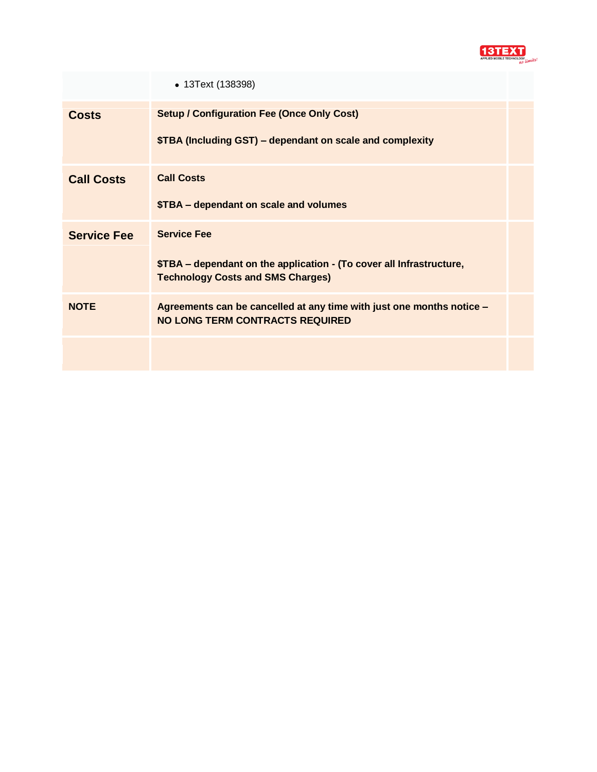| | | |
|---|---|---|
| | • 13Text (138398) | |
| **Costs** | **Setup / Configuration Fee (Once Only Cost)**<br><br>**$TBA (Including GST) – dependant on scale and complexity** | |
| **Call Costs** | **Call Costs**<br><br>**$TBA – dependant on scale and volumes** | |
| **Service Fee** | **Service Fee**<br><br>**$TBA – dependant on the application - (To cover all Infrastructure, Technology Costs and SMS Charges)** | |
| **NOTE** | **Agreements can be cancelled at any time with just one months notice – NO LONG TERM CONTRACTS REQUIRED** | |
| | | |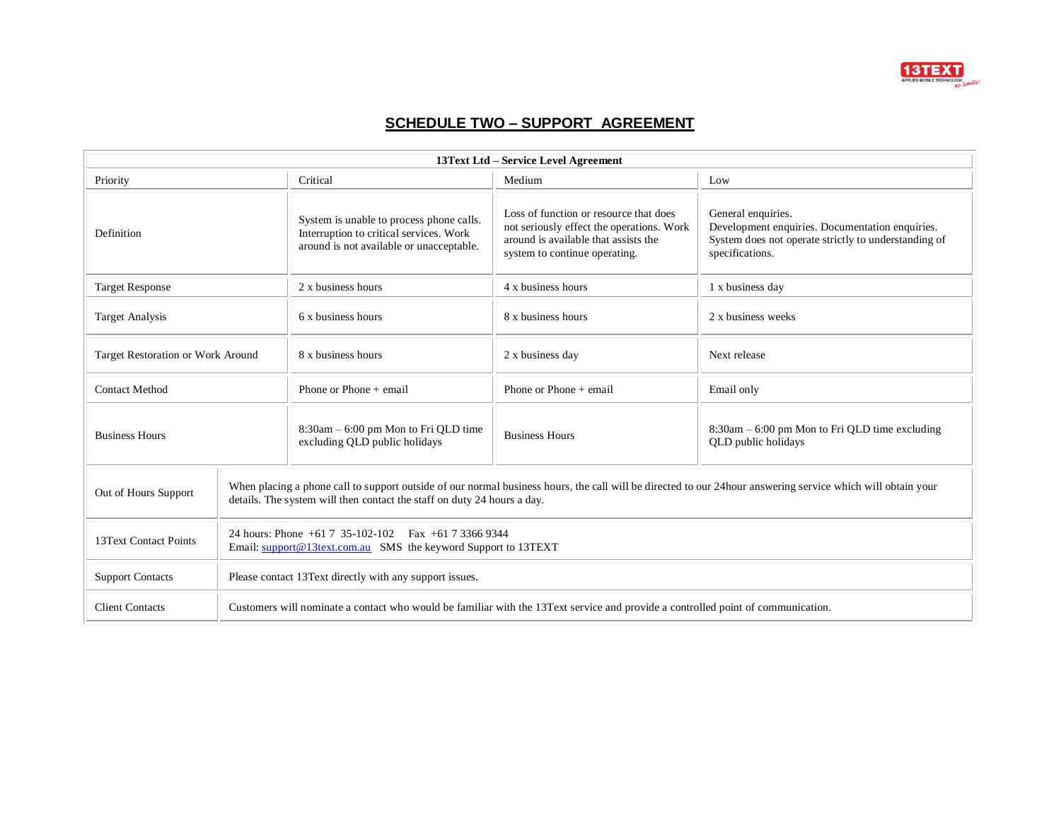## SCHEDULE TWO – SUPPORT AGREEMENT

| 13Text Ltd – Service Level Agreement | | | |
|---|---|---|---|
| Priority | Critical | Medium | Low |
| Definition | System is unable to process phone calls. Interruption to critical services. Work around is not available or unacceptable. | Loss of function or resource that does not seriously effect the operations. Work around is available that assists the system to continue operating. | General enquiries.<br>Development enquiries. Documentation enquiries. System does not operate strictly to understanding of specifications. |
| Target Response | 2 x business hours | 4 x business hours | 1 x business day |
| Target Analysis | 6 x business hours | 8 x business hours | 2 x business weeks |
| Target Restoration or Work Around | 8 x business hours | 2 x business day | Next release |
| Contact Method | Phone or Phone + email | Phone or Phone + email | Email only |
| Business Hours | 8:30am – 6:00 pm Mon to Fri QLD time excluding QLD public holidays | Business Hours | 8:30am – 6:00 pm Mon to Fri QLD time excluding QLD public holidays |
| Out of Hours Support | When placing a phone call to support outside of our normal business hours, the call will be directed to our 24hour answering service which will obtain your details. The system will then contact the staff on duty 24 hours a day. | | |
| 13Text Contact Points | 24 hours: Phone +61 7 35-102-102 Fax +61 7 3366 9344<br>Email: support@13text.com.au SMS the keyword Support to 13TEXT | | |
| Support Contacts | Please contact 13Text directly with any support issues. | | |
| Client Contacts | Customers will nominate a contact who would be familiar with the 13Text service and provide a controlled point of communication. | | |